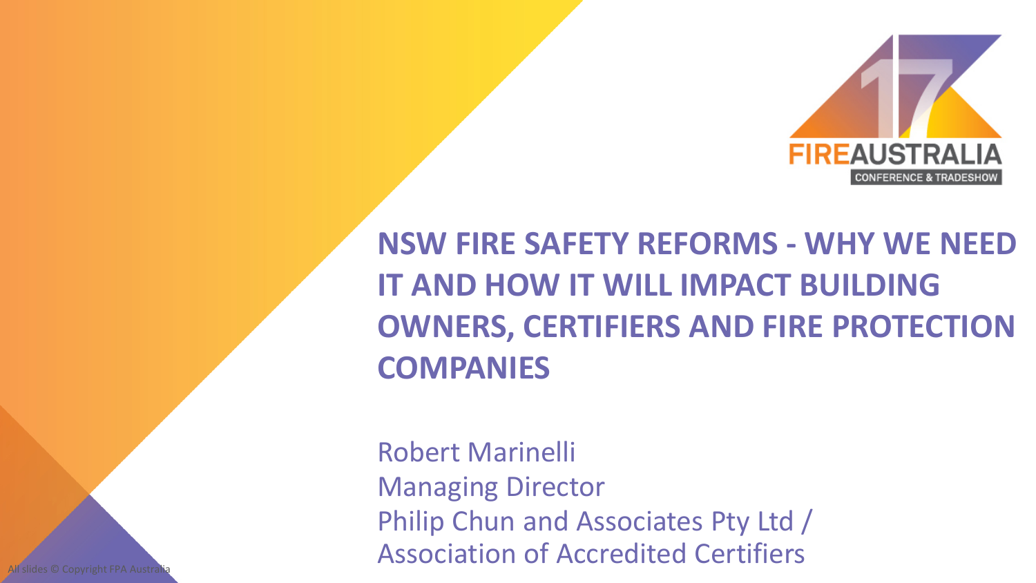# NSW FIRE SAFETY REFORMS - WHY WE NEED IT AND HOW IT WILL IMPACT BUILDING OWNERS, CERTIFIERS AND FIRE PROTECTION COMPANIES

Robert Marinelli
Managing Director
Philip Chun and Associates Pty Ltd /
Association of Accredited Certifiers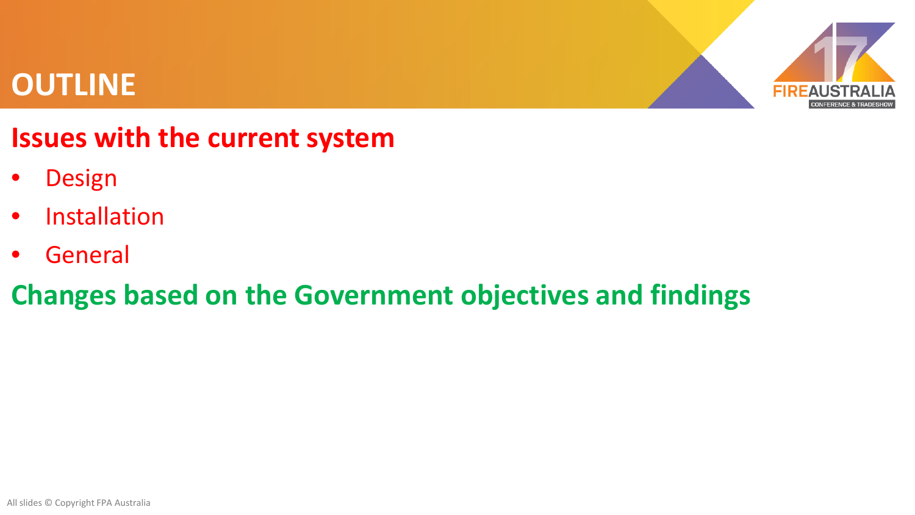# OUTLINE

## Issues with the current system

- Design
- Installation
- General

## Changes based on the Government objectives and findings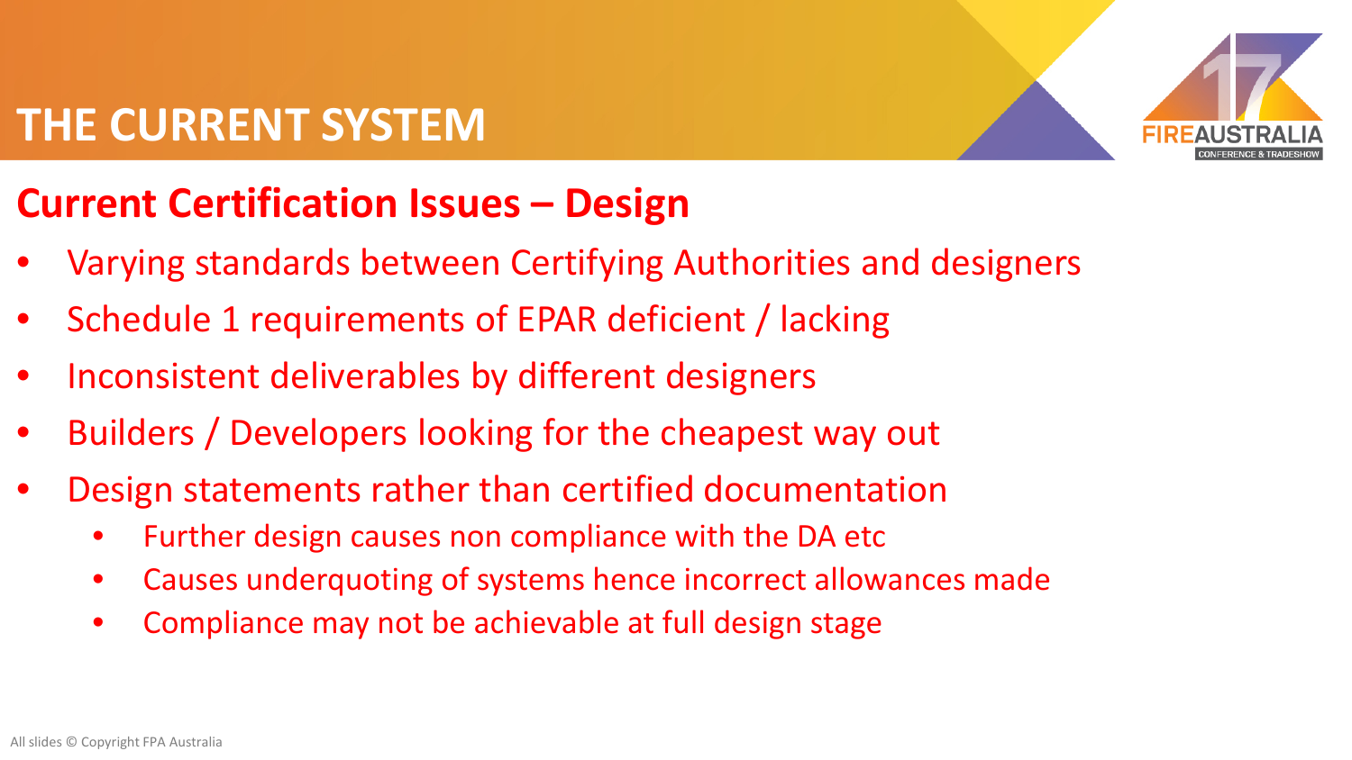# THE CURRENT SYSTEM

## Current Certification Issues – Design

- Varying standards between Certifying Authorities and designers
- Schedule 1 requirements of EPAR deficient / lacking
- Inconsistent deliverables by different designers
- Builders / Developers looking for the cheapest way out
- Design statements rather than certified documentation
  - Further design causes non compliance with the DA etc
  - Causes underquoting of systems hence incorrect allowances made
  - Compliance may not be achievable at full design stage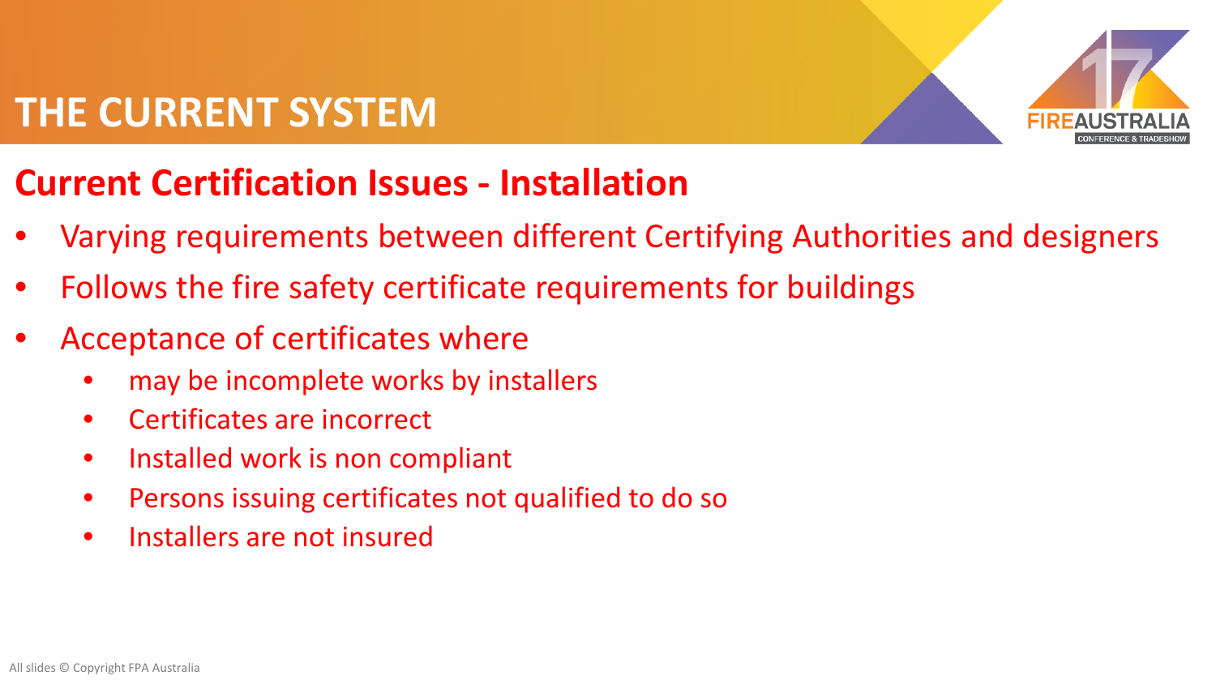# THE CURRENT SYSTEM

## Current Certification Issues - Installation

- Varying requirements between different Certifying Authorities and designers
- Follows the fire safety certificate requirements for buildings
- Acceptance of certificates where
  - may be incomplete works by installers
  - Certificates are incorrect
  - Installed work is non compliant
  - Persons issuing certificates not qualified to do so
  - Installers are not insured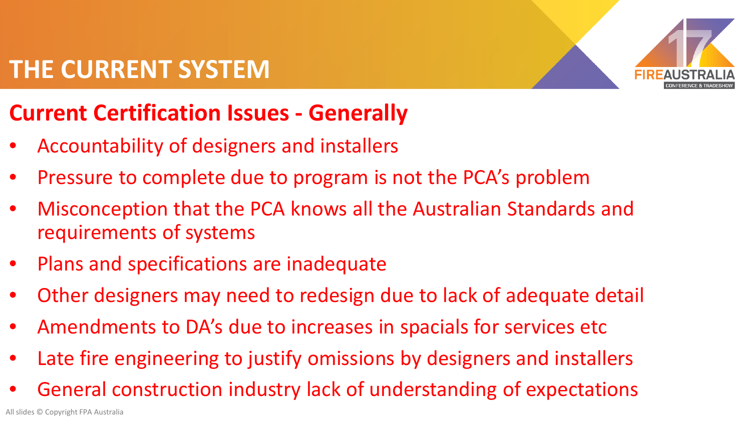# THE CURRENT SYSTEM

## Current Certification Issues - Generally

- Accountability of designers and installers
- Pressure to complete due to program is not the PCA's problem
- Misconception that the PCA knows all the Australian Standards and requirements of systems
- Plans and specifications are inadequate
- Other designers may need to redesign due to lack of adequate detail
- Amendments to DA's due to increases in spacials for services etc
- Late fire engineering to justify omissions by designers and installers
- General construction industry lack of understanding of expectations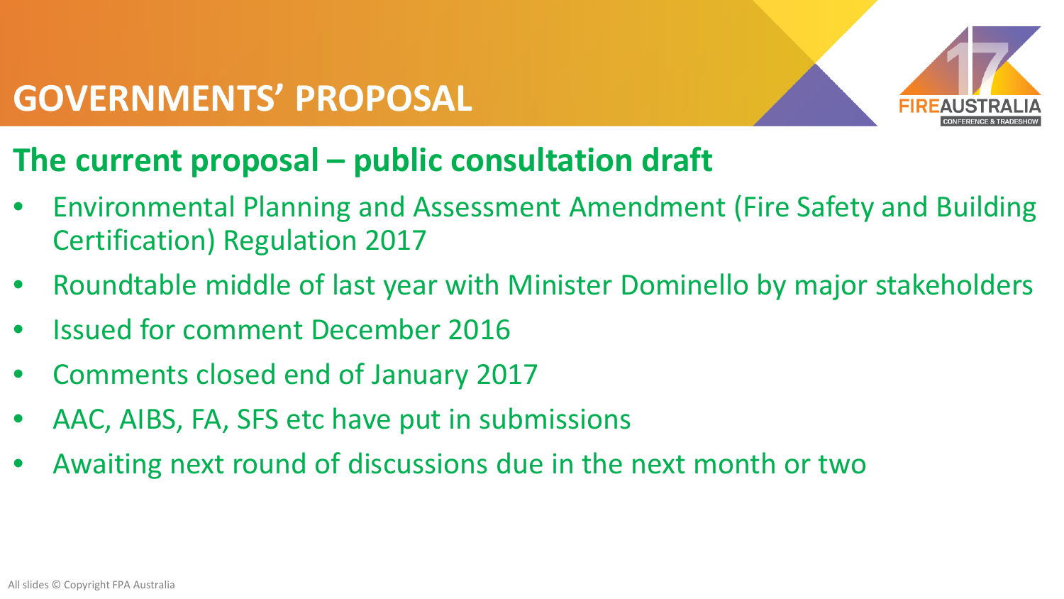# GOVERNMENTS' PROPOSAL

## The current proposal – public consultation draft

- Environmental Planning and Assessment Amendment (Fire Safety and Building Certification) Regulation 2017
- Roundtable middle of last year with Minister Dominello by major stakeholders
- Issued for comment December 2016
- Comments closed end of January 2017
- AAC, AIBS, FA, SFS etc have put in submissions
- Awaiting next round of discussions due in the next month or two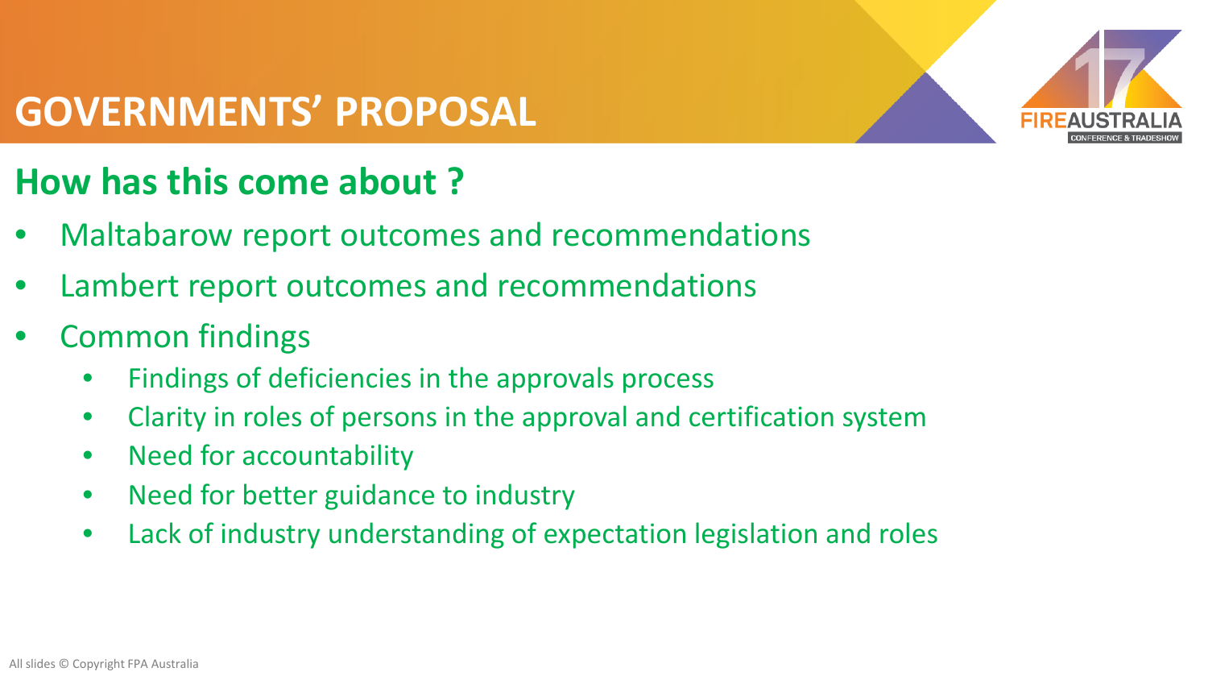# GOVERNMENTS' PROPOSAL

## How has this come about ?

- Maltabarow report outcomes and recommendations
- Lambert report outcomes and recommendations
- Common findings
  - Findings of deficiencies in the approvals process
  - Clarity in roles of persons in the approval and certification system
  - Need for accountability
  - Need for better guidance to industry
  - Lack of industry understanding of expectation legislation and roles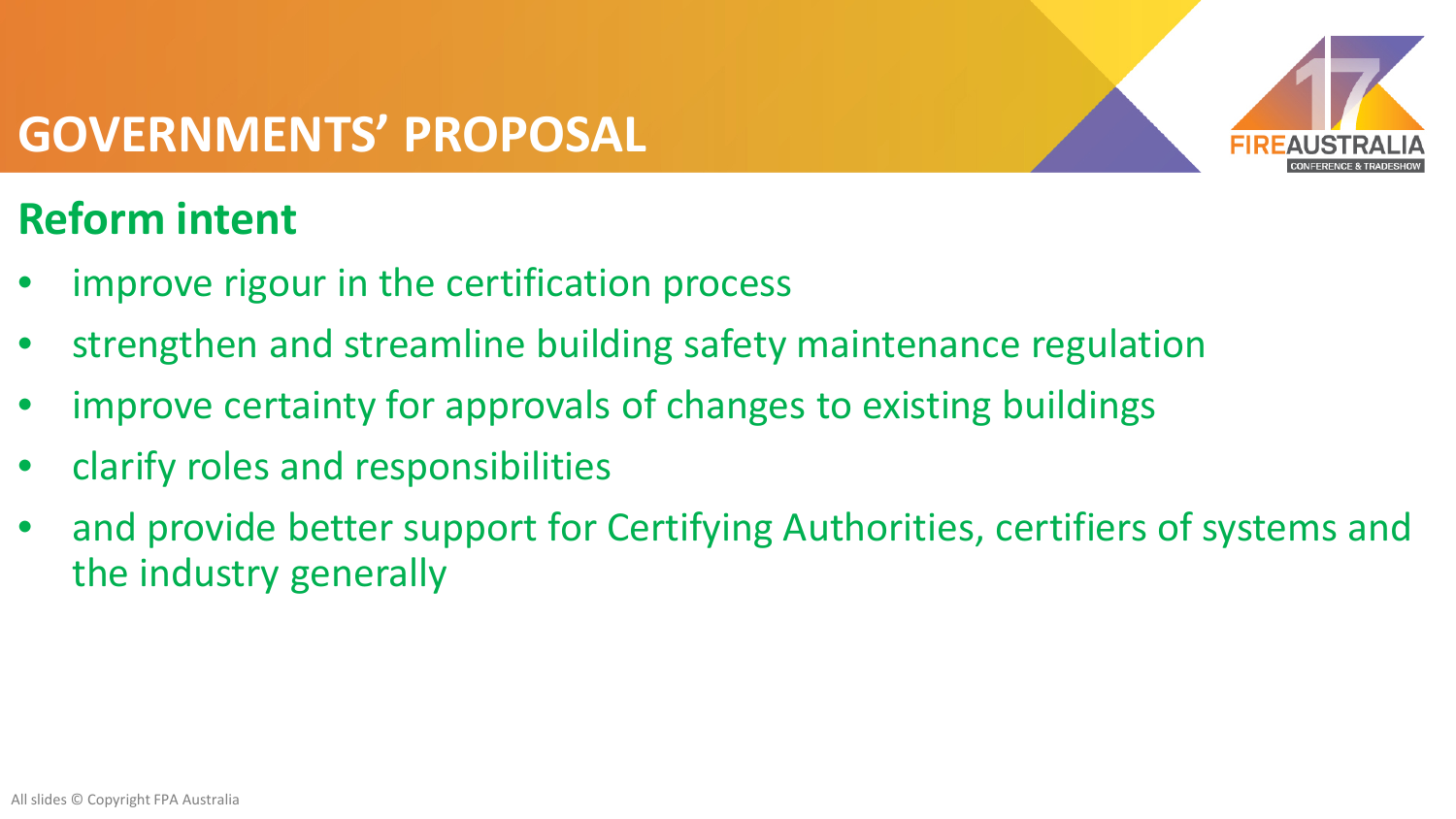# GOVERNMENTS' PROPOSAL

## Reform intent

- improve rigour in the certification process
- strengthen and streamline building safety maintenance regulation
- improve certainty for approvals of changes to existing buildings
- clarify roles and responsibilities
- and provide better support for Certifying Authorities, certifiers of systems and the industry generally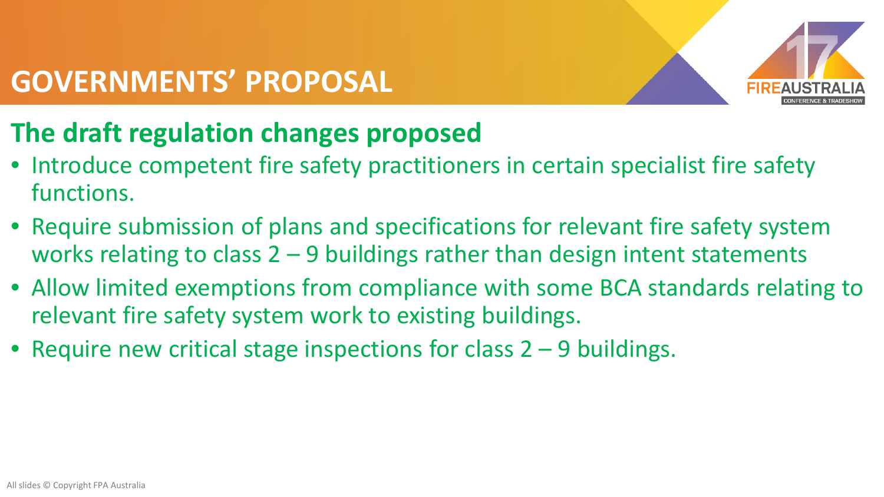# GOVERNMENTS' PROPOSAL

## The draft regulation changes proposed

- Introduce competent fire safety practitioners in certain specialist fire safety functions.
- Require submission of plans and specifications for relevant fire safety system works relating to class 2 – 9 buildings rather than design intent statements
- Allow limited exemptions from compliance with some BCA standards relating to relevant fire safety system work to existing buildings.
- Require new critical stage inspections for class 2 – 9 buildings.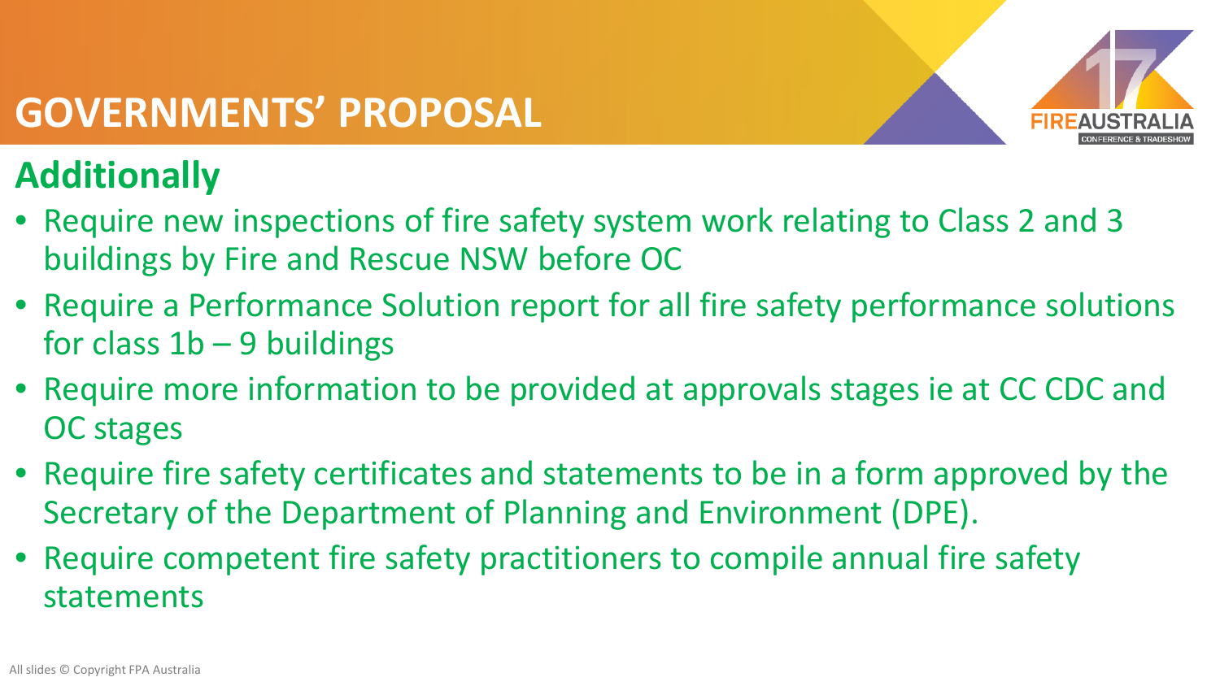# GOVERNMENTS' PROPOSAL

## Additionally

- Require new inspections of fire safety system work relating to Class 2 and 3 buildings by Fire and Rescue NSW before OC
- Require a Performance Solution report for all fire safety performance solutions for class 1b – 9 buildings
- Require more information to be provided at approvals stages ie at CC CDC and OC stages
- Require fire safety certificates and statements to be in a form approved by the Secretary of the Department of Planning and Environment (DPE).
- Require competent fire safety practitioners to compile annual fire safety statements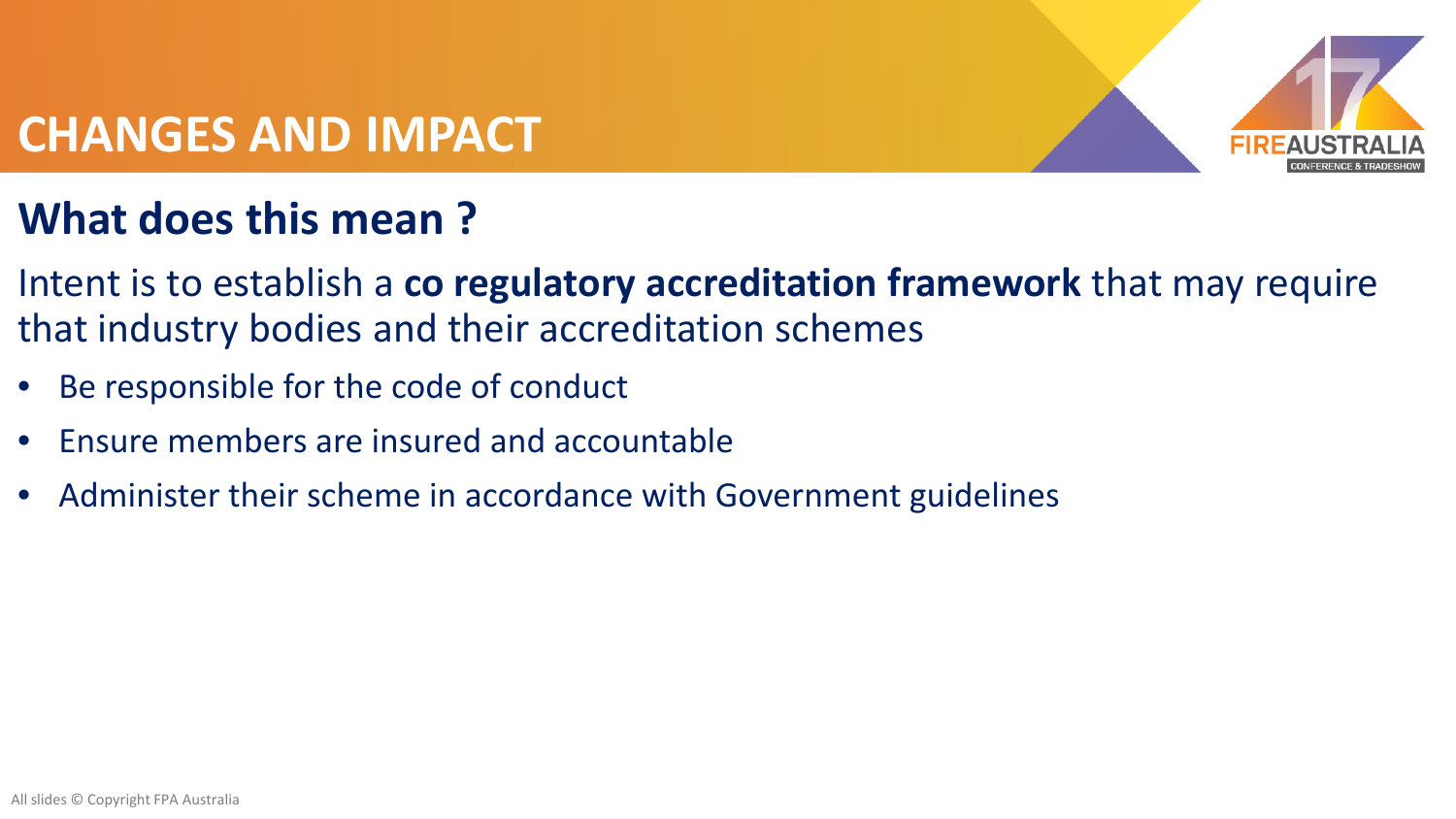# CHANGES AND IMPACT

## What does this mean ?

Intent is to establish a **co regulatory accreditation framework** that may require that industry bodies and their accreditation schemes

- Be responsible for the code of conduct
- Ensure members are insured and accountable
- Administer their scheme in accordance with Government guidelines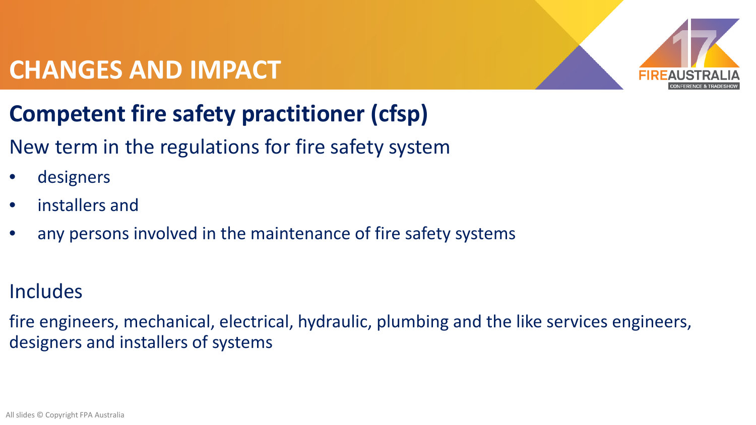# CHANGES AND IMPACT

## Competent fire safety practitioner (cfsp)

New term in the regulations for fire safety system

- designers
- installers and
- any persons involved in the maintenance of fire safety systems

Includes

fire engineers, mechanical, electrical, hydraulic, plumbing and the like services engineers, designers and installers of systems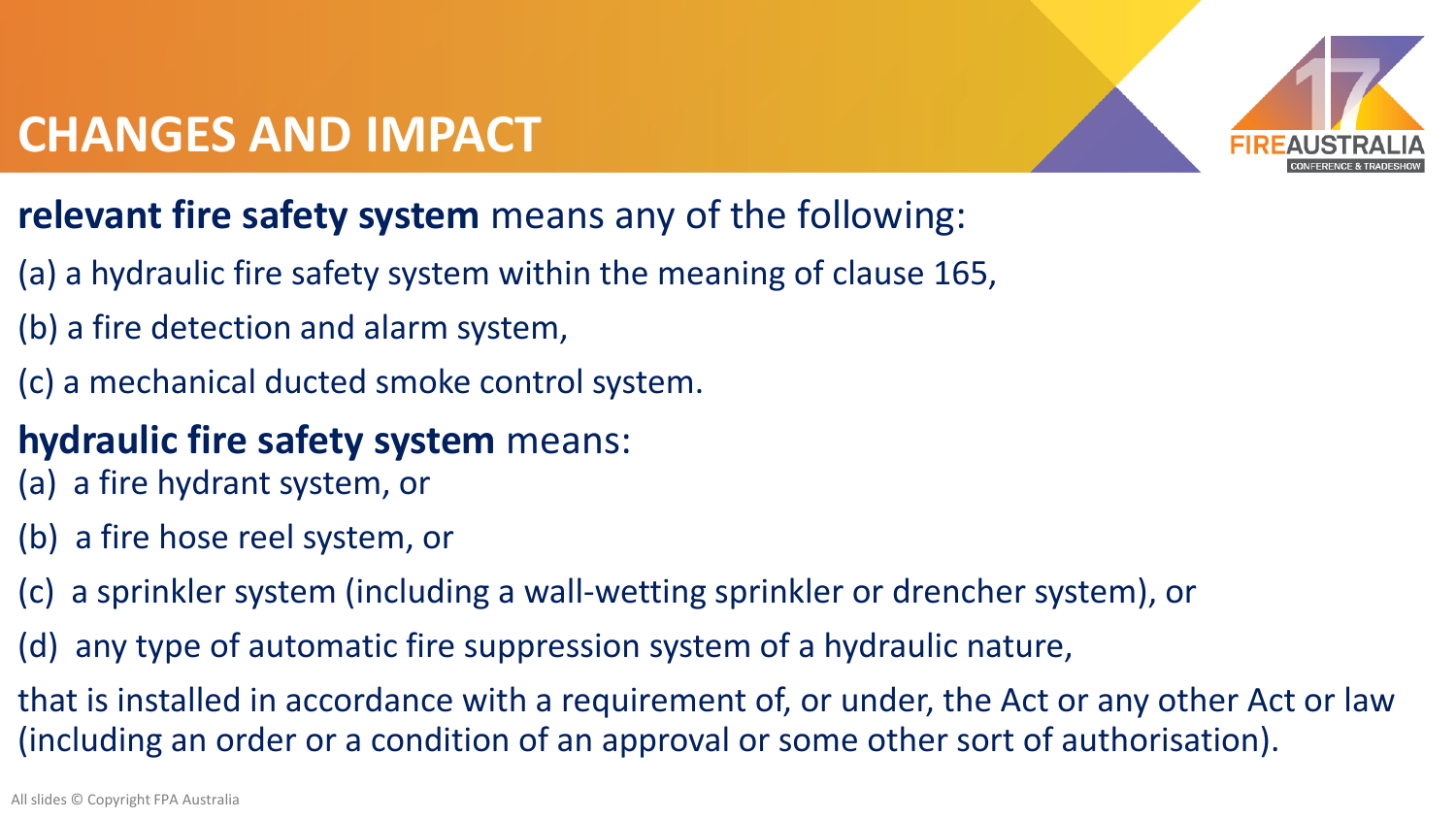# CHANGES AND IMPACT

**relevant fire safety system** means any of the following:

(a) a hydraulic fire safety system within the meaning of clause 165,

(b) a fire detection and alarm system,

(c) a mechanical ducted smoke control system.

**hydraulic fire safety system** means:

(a) a fire hydrant system, or

(b) a fire hose reel system, or

(c) a sprinkler system (including a wall-wetting sprinkler or drencher system), or

(d) any type of automatic fire suppression system of a hydraulic nature,

that is installed in accordance with a requirement of, or under, the Act or any other Act or law (including an order or a condition of an approval or some other sort of authorisation).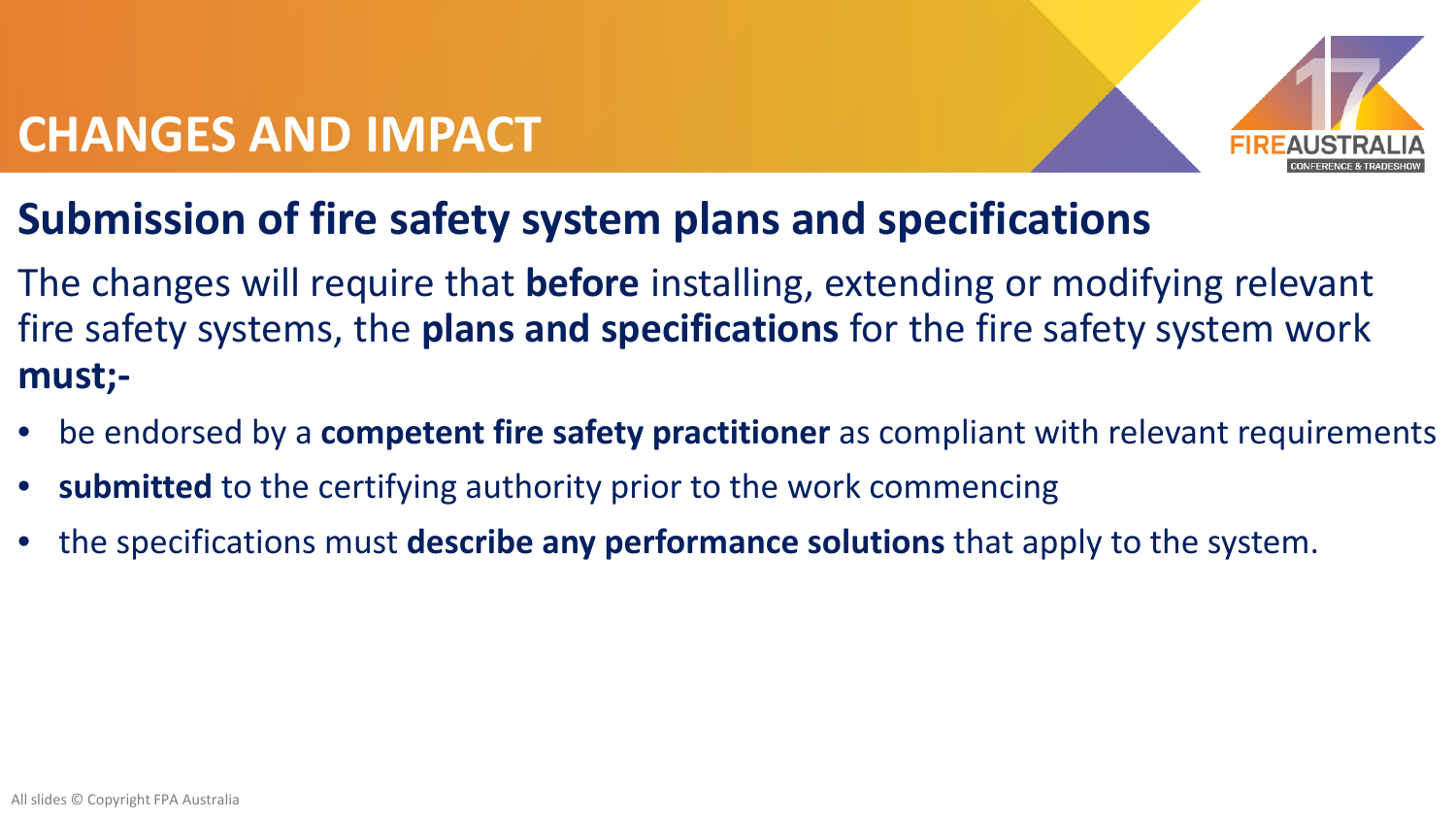# CHANGES AND IMPACT

## Submission of fire safety system plans and specifications

The changes will require that **before** installing, extending or modifying relevant fire safety systems, the **plans and specifications** for the fire safety system work **must;-**

- be endorsed by a **competent fire safety practitioner** as compliant with relevant requirements
- **submitted** to the certifying authority prior to the work commencing
- the specifications must **describe any performance solutions** that apply to the system.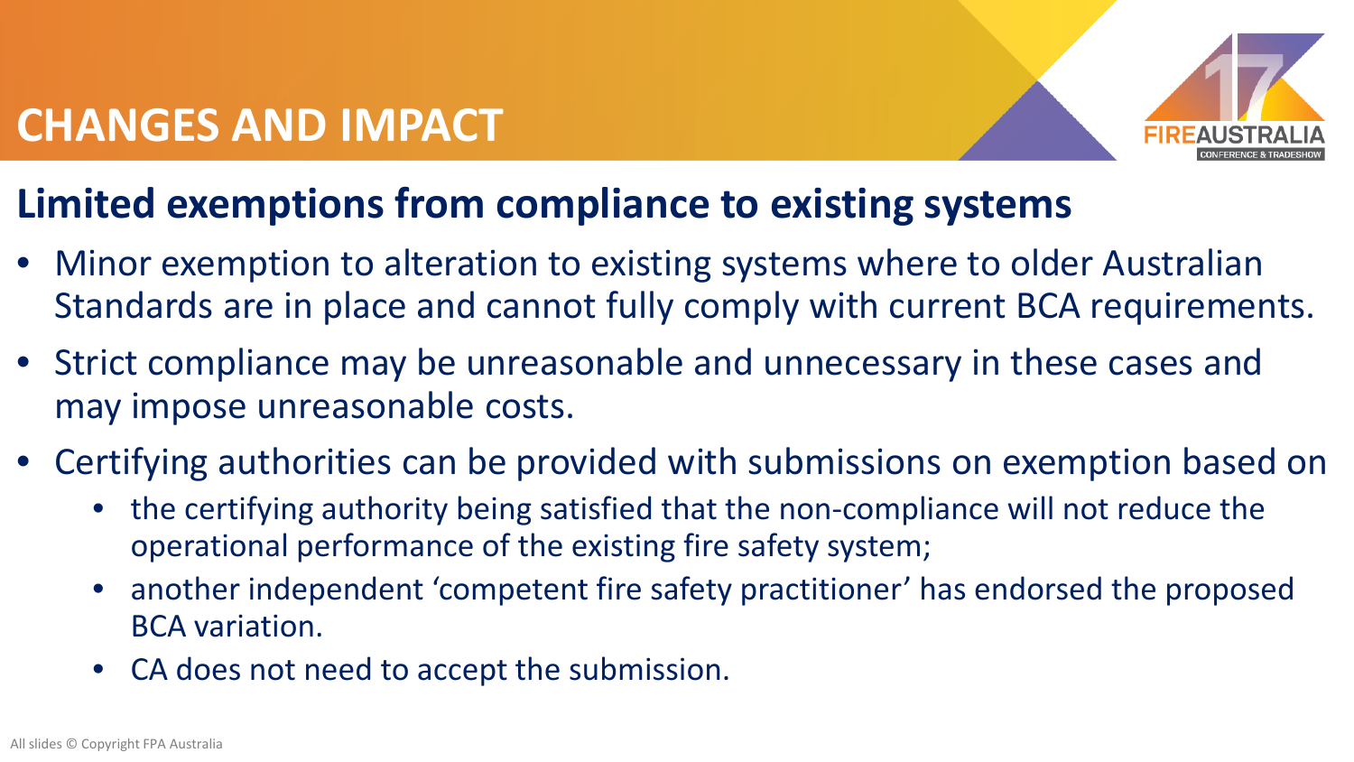# CHANGES AND IMPACT

## Limited exemptions from compliance to existing systems

- Minor exemption to alteration to existing systems where to older Australian Standards are in place and cannot fully comply with current BCA requirements.
- Strict compliance may be unreasonable and unnecessary in these cases and may impose unreasonable costs.
- Certifying authorities can be provided with submissions on exemption based on
  - the certifying authority being satisfied that the non-compliance will not reduce the operational performance of the existing fire safety system;
  - another independent 'competent fire safety practitioner' has endorsed the proposed BCA variation.
  - CA does not need to accept the submission.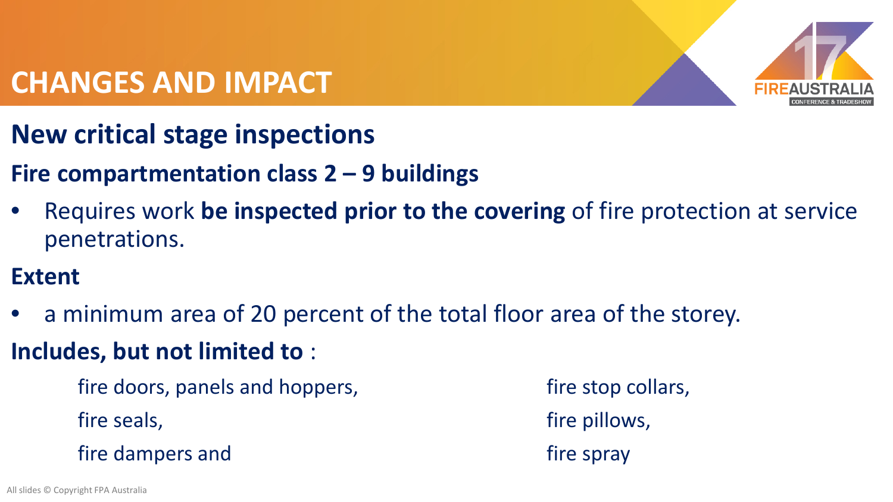# CHANGES AND IMPACT

## New critical stage inspections

### Fire compartmentation class 2 – 9 buildings

- Requires work **be inspected prior to the covering** of fire protection at service penetrations.

### Extent

- a minimum area of 20 percent of the total floor area of the storey.

**Includes, but not limited to** :

- fire doors, panels and hoppers,
- fire seals,
- fire dampers and
- fire stop collars,
- fire pillows,
- fire spray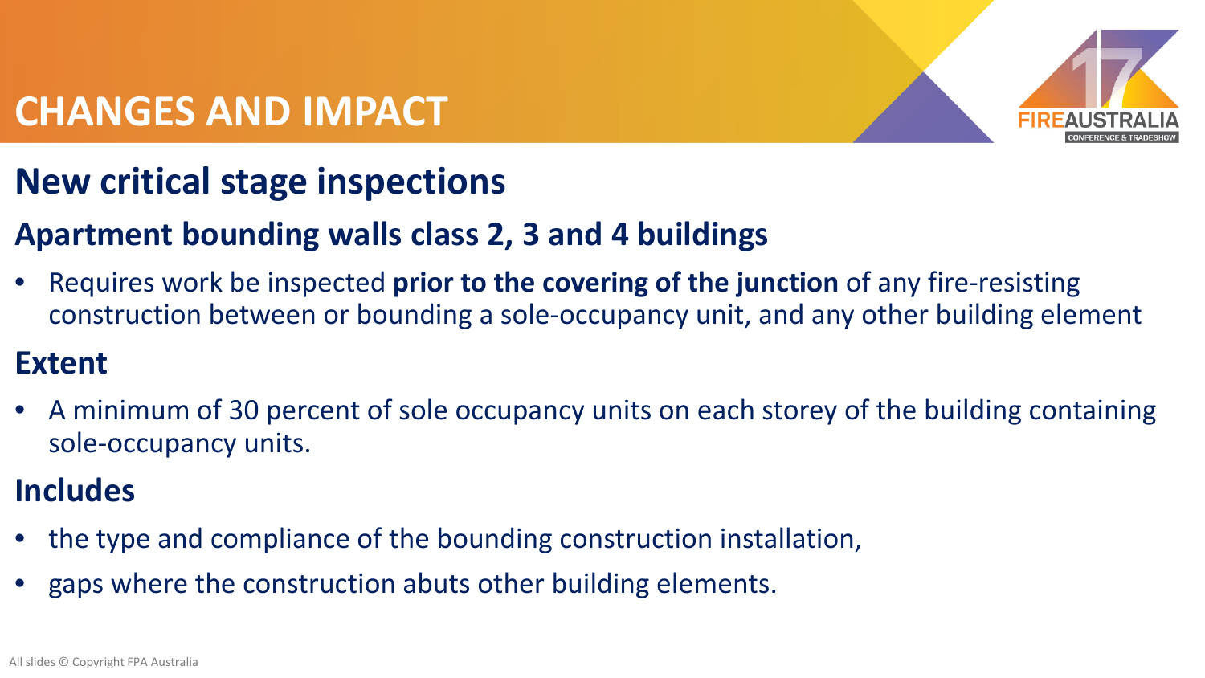# CHANGES AND IMPACT

## New critical stage inspections

### Apartment bounding walls class 2, 3 and 4 buildings

- Requires work be inspected **prior to the covering of the junction** of any fire-resisting construction between or bounding a sole-occupancy unit, and any other building element

### Extent

- A minimum of 30 percent of sole occupancy units on each storey of the building containing sole-occupancy units.

### Includes

- the type and compliance of the bounding construction installation,
- gaps where the construction abuts other building elements.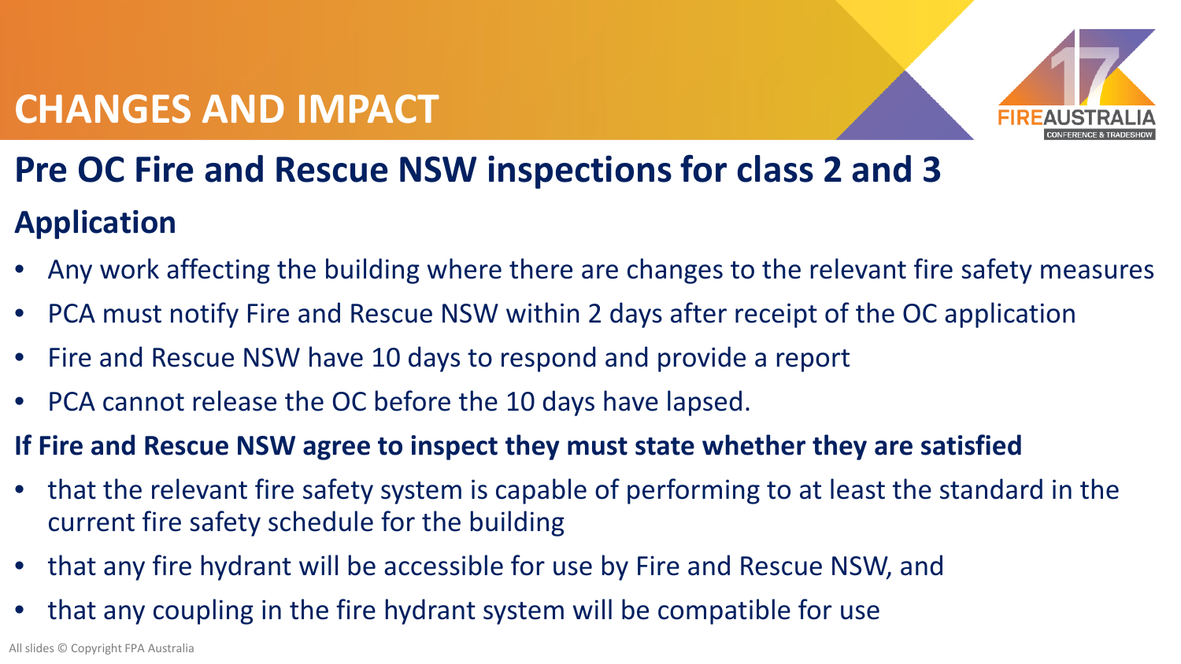# CHANGES AND IMPACT

## Pre OC Fire and Rescue NSW inspections for class 2 and 3

### Application

- Any work affecting the building where there are changes to the relevant fire safety measures
- PCA must notify Fire and Rescue NSW within 2 days after receipt of the OC application
- Fire and Rescue NSW have 10 days to respond and provide a report
- PCA cannot release the OC before the 10 days have lapsed.

### If Fire and Rescue NSW agree to inspect they must state whether they are satisfied

- that the relevant fire safety system is capable of performing to at least the standard in the current fire safety schedule for the building
- that any fire hydrant will be accessible for use by Fire and Rescue NSW, and
- that any coupling in the fire hydrant system will be compatible for use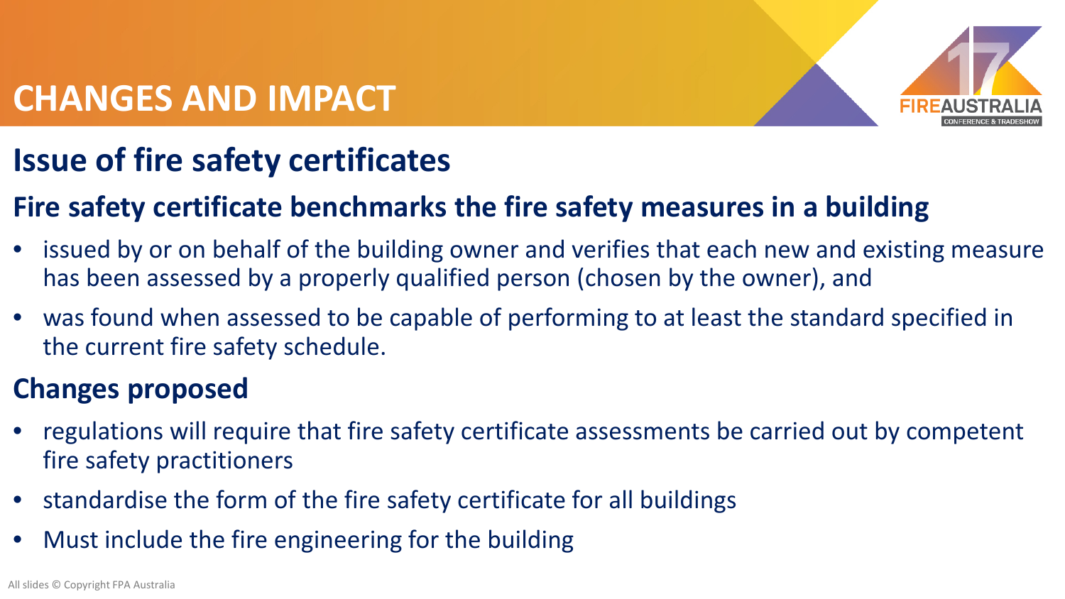# CHANGES AND IMPACT

## Issue of fire safety certificates

### Fire safety certificate benchmarks the fire safety measures in a building

- issued by or on behalf of the building owner and verifies that each new and existing measure has been assessed by a properly qualified person (chosen by the owner), and
- was found when assessed to be capable of performing to at least the standard specified in the current fire safety schedule.

### Changes proposed

- regulations will require that fire safety certificate assessments be carried out by competent fire safety practitioners
- standardise the form of the fire safety certificate for all buildings
- Must include the fire engineering for the building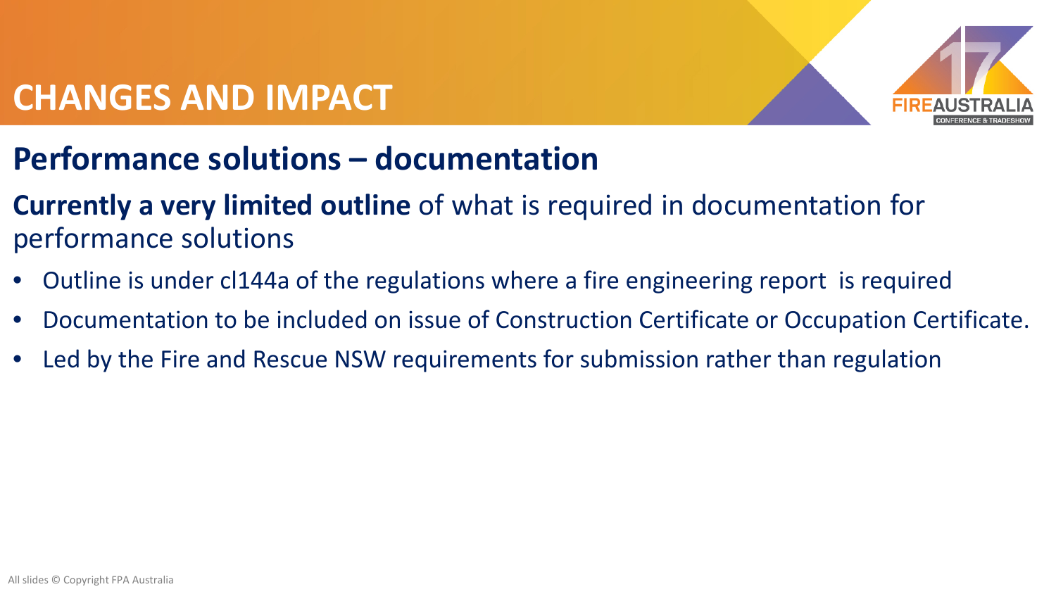# CHANGES AND IMPACT

## Performance solutions – documentation

**Currently a very limited outline** of what is required in documentation for performance solutions

- Outline is under cl144a of the regulations where a fire engineering report is required
- Documentation to be included on issue of Construction Certificate or Occupation Certificate.
- Led by the Fire and Rescue NSW requirements for submission rather than regulation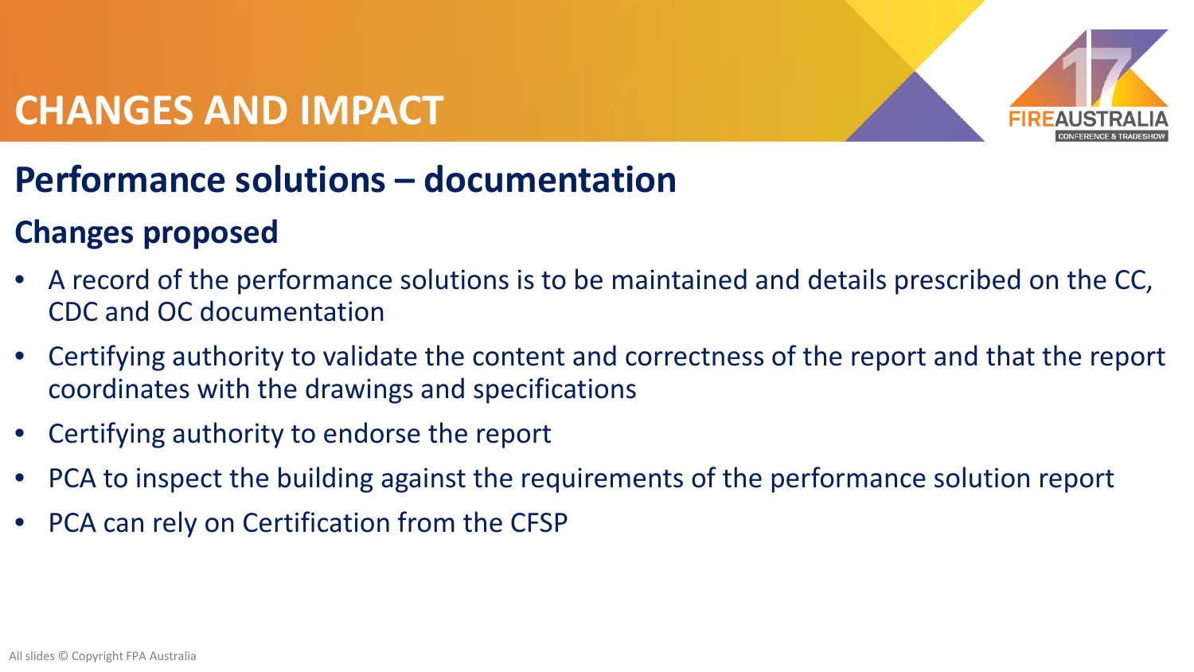# CHANGES AND IMPACT

## Performance solutions – documentation

### Changes proposed

- A record of the performance solutions is to be maintained and details prescribed on the CC, CDC and OC documentation
- Certifying authority to validate the content and correctness of the report and that the report coordinates with the drawings and specifications
- Certifying authority to endorse the report
- PCA to inspect the building against the requirements of the performance solution report
- PCA can rely on Certification from the CFSP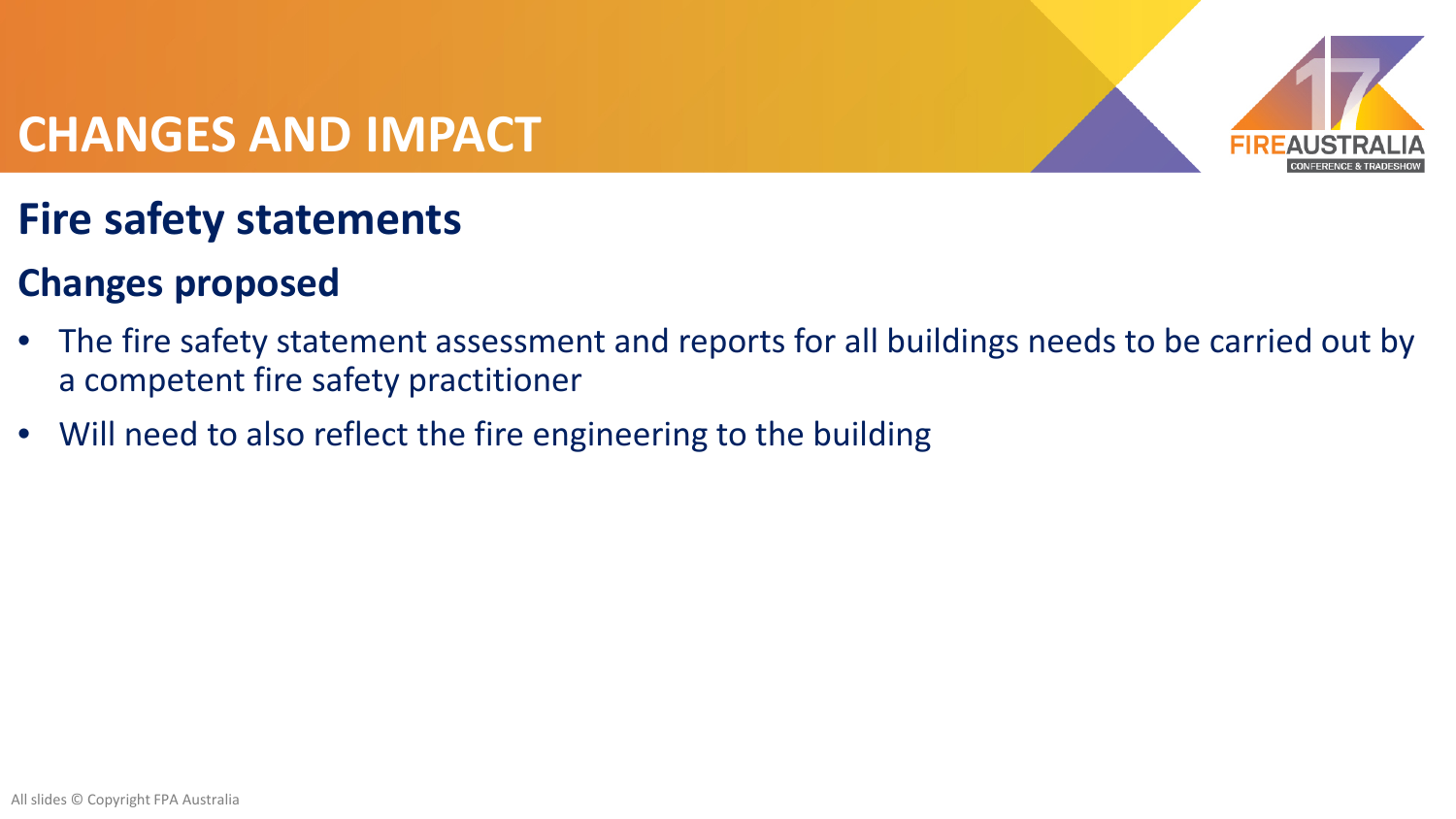# CHANGES AND IMPACT

## Fire safety statements

### Changes proposed

- The fire safety statement assessment and reports for all buildings needs to be carried out by a competent fire safety practitioner
- Will need to also reflect the fire engineering to the building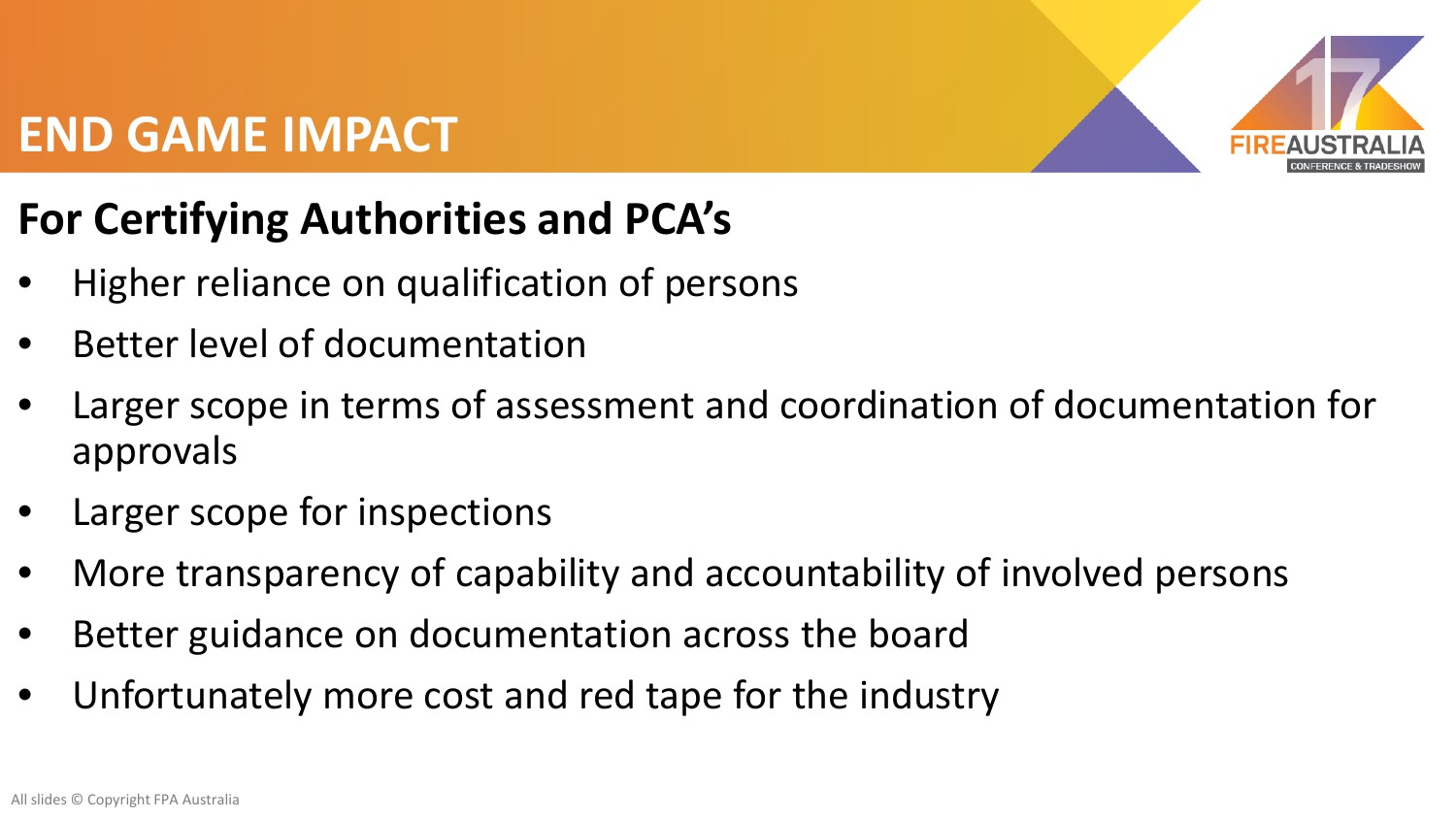# END GAME IMPACT

## For Certifying Authorities and PCA's

- Higher reliance on qualification of persons
- Better level of documentation
- Larger scope in terms of assessment and coordination of documentation for approvals
- Larger scope for inspections
- More transparency of capability and accountability of involved persons
- Better guidance on documentation across the board
- Unfortunately more cost and red tape for the industry